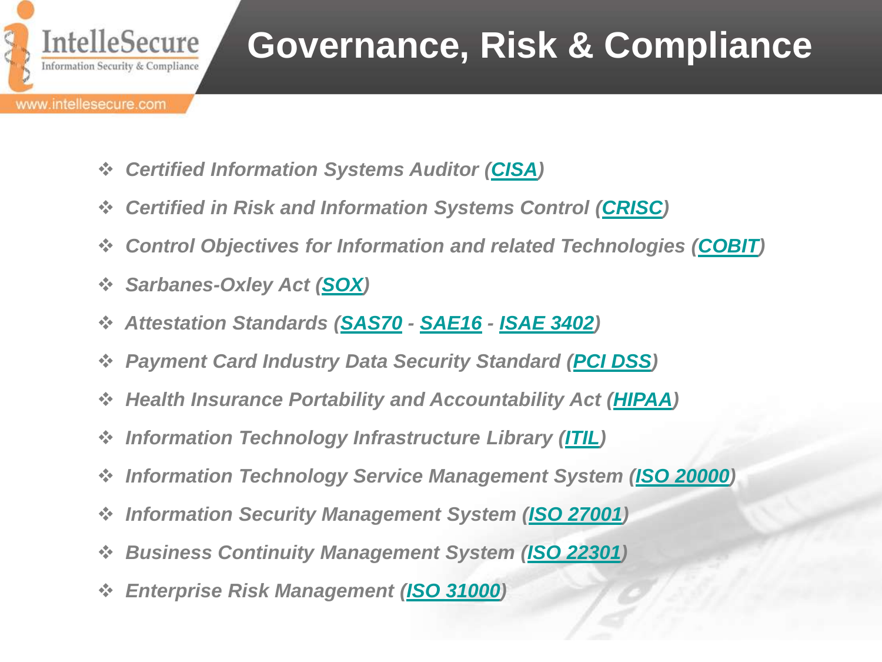IntelleSecure
Information Security & Compliance
www.intellesecure.com

# Governance, Risk & Compliance

- *Certified Information Systems Auditor (**CISA**)*
- *Certified in Risk and Information Systems Control (**CRISC**)*
- *Control Objectives for Information and related Technologies (**COBIT**)*
- *Sarbanes-Oxley Act (**SOX**)*
- *Attestation Standards (**SAS70** - **SAE16** - **ISAE 3402**)*
- *Payment Card Industry Data Security Standard (**PCI DSS**)*
- *Health Insurance Portability and Accountability Act (**HIPAA**)*
- *Information Technology Infrastructure Library (**ITIL**)*
- *Information Technology Service Management System (**ISO 20000**)*
- *Information Security Management System (**ISO 27001**)*
- *Business Continuity Management System (**ISO 22301**)*
- *Enterprise Risk Management (**ISO 31000**)*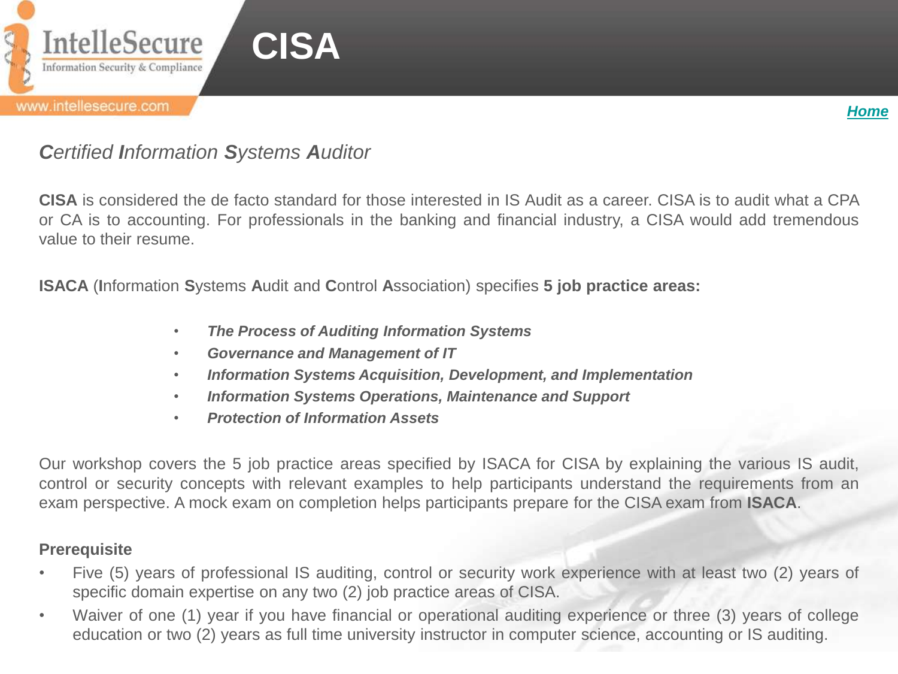# CISA

*Certified Information Systems Auditor*

**CISA** is considered the de facto standard for those interested in IS Audit as a career. CISA is to audit what a CPA or CA is to accounting. For professionals in the banking and financial industry, a CISA would add tremendous value to their resume.

**ISACA** (**I**nformation **S**ystems **A**udit and **C**ontrol **A**ssociation) specifies **5 job practice areas:**

- ***The Process of Auditing Information Systems***
- ***Governance and Management of IT***
- ***Information Systems Acquisition, Development, and Implementation***
- ***Information Systems Operations, Maintenance and Support***
- ***Protection of Information Assets***

Our workshop covers the 5 job practice areas specified by ISACA for CISA by explaining the various IS audit, control or security concepts with relevant examples to help participants understand the requirements from an exam perspective. A mock exam on completion helps participants prepare for the CISA exam from **ISACA**.

**Prerequisite**

- Five (5) years of professional IS auditing, control or security work experience with at least two (2) years of specific domain expertise on any two (2) job practice areas of CISA.
- Waiver of one (1) year if you have financial or operational auditing experience or three (3) years of college education or two (2) years as full time university instructor in computer science, accounting or IS auditing.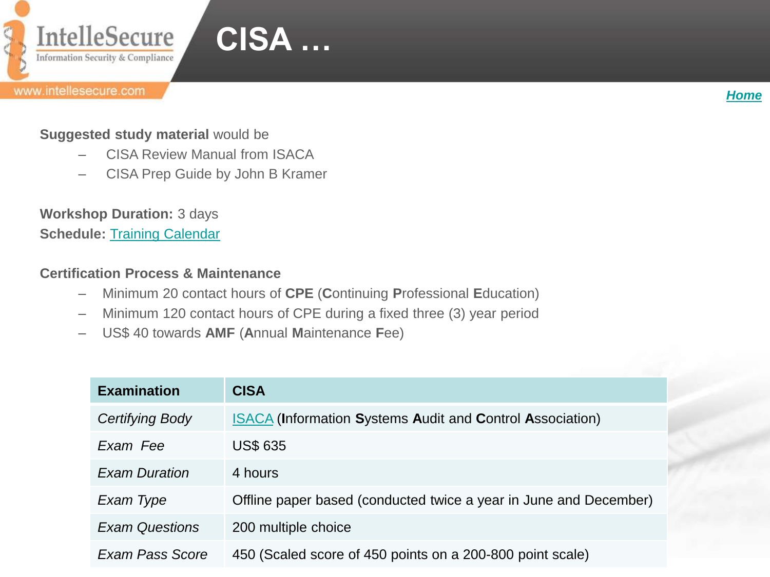# CISA …

**Suggested study material** would be

- CISA Review Manual from ISACA
- CISA Prep Guide by John B Kramer

**Workshop Duration:** 3 days
**Schedule:** Training Calendar

**Certification Process & Maintenance**

- Minimum 20 contact hours of **CPE** (**C**ontinuing **P**rofessional **E**ducation)
- Minimum 120 contact hours of CPE during a fixed three (3) year period
- US$ 40 towards **AMF** (**A**nnual **M**aintenance **F**ee)

| Examination | CISA |
|---|---|
| *Certifying Body* | ISACA (**I**nformation **S**ystems **A**udit and **C**ontrol **A**ssociation) |
| *Exam Fee* | US$ 635 |
| *Exam Duration* | 4 hours |
| *Exam Type* | Offline paper based (conducted twice a year in June and December) |
| *Exam Questions* | 200 multiple choice |
| *Exam Pass Score* | 450 (Scaled score of 450 points on a 200-800 point scale) |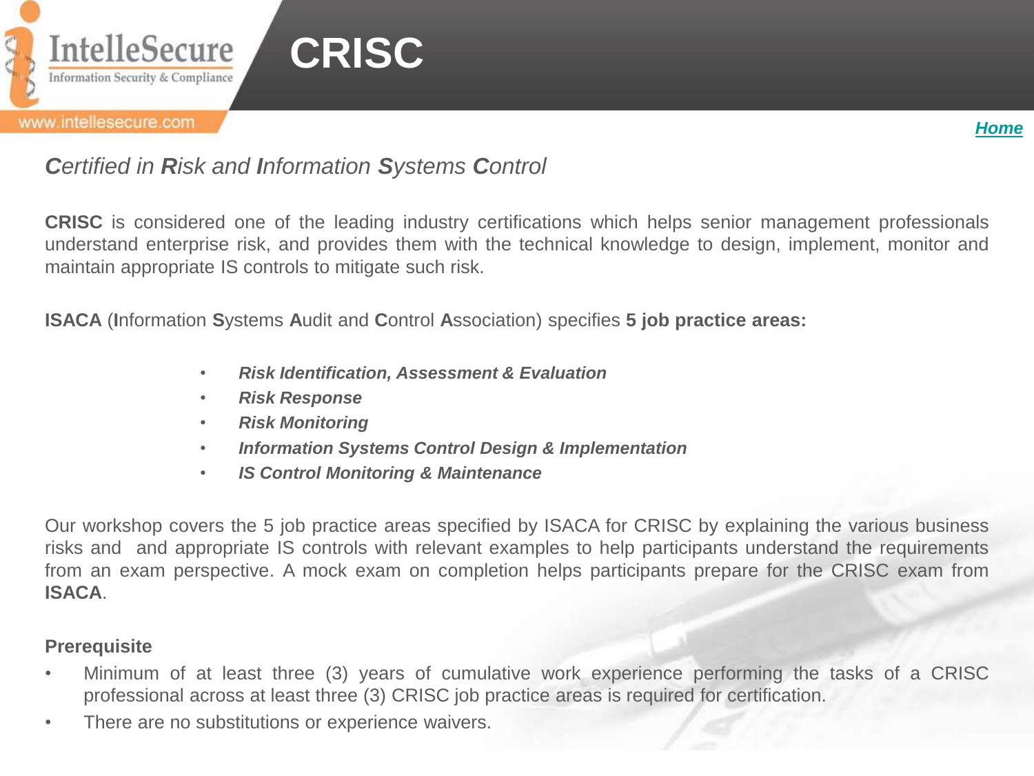# CRISC

*Home*

***C**ertified in **R**isk and **I**nformation **S**ystems **C**ontrol*

**CRISC** is considered one of the leading industry certifications which helps senior management professionals understand enterprise risk, and provides them with the technical knowledge to design, implement, monitor and maintain appropriate IS controls to mitigate such risk.

**ISACA** (**I**nformation **S**ystems **A**udit and **C**ontrol **A**ssociation) specifies **5 job practice areas:**

- ***Risk Identification, Assessment & Evaluation***
- ***Risk Response***
- ***Risk Monitoring***
- ***Information Systems Control Design & Implementation***
- ***IS Control Monitoring & Maintenance***

Our workshop covers the 5 job practice areas specified by ISACA for CRISC by explaining the various business risks and and appropriate IS controls with relevant examples to help participants understand the requirements from an exam perspective. A mock exam on completion helps participants prepare for the CRISC exam from **ISACA**.

**Prerequisite**

- Minimum of at least three (3) years of cumulative work experience performing the tasks of a CRISC professional across at least three (3) CRISC job practice areas is required for certification.
- There are no substitutions or experience waivers.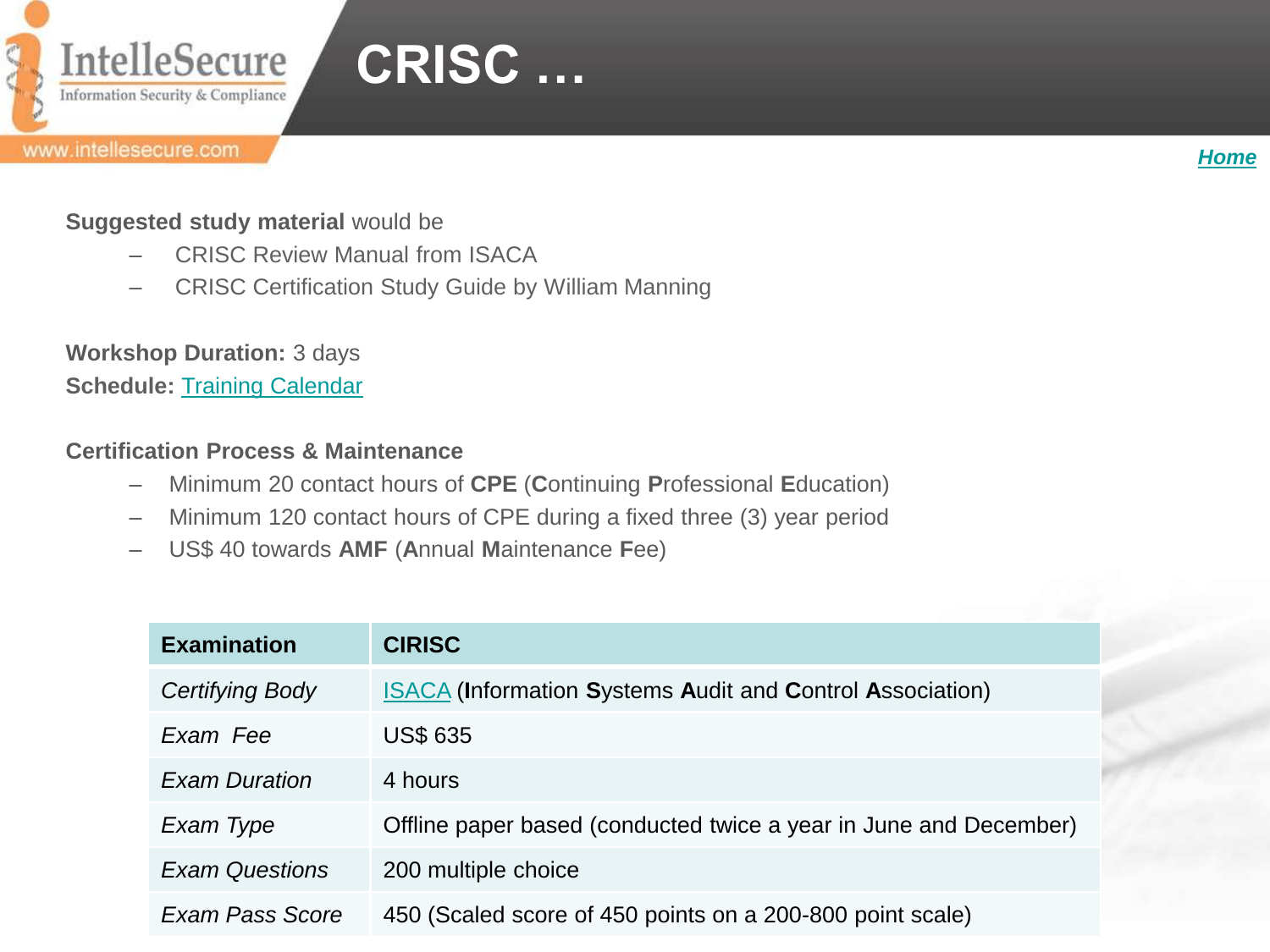# CRISC …

Home

**Suggested study material** would be

- CRISC Review Manual from ISACA
- CRISC Certification Study Guide by William Manning

**Workshop Duration:** 3 days

**Schedule:** Training Calendar

**Certification Process & Maintenance**

- Minimum 20 contact hours of **CPE** (**C**ontinuing **P**rofessional **E**ducation)
- Minimum 120 contact hours of CPE during a fixed three (3) year period
- US$ 40 towards **AMF** (**A**nnual **M**aintenance **F**ee)

| **Examination** | **CIRISC** |
|---|---|
| *Certifying Body* | ISACA (**I**nformation **S**ystems **A**udit and **C**ontrol **A**ssociation) |
| *Exam Fee* | US$ 635 |
| *Exam Duration* | 4 hours |
| *Exam Type* | Offline paper based (conducted twice a year in June and December) |
| *Exam Questions* | 200 multiple choice |
| *Exam Pass Score* | 450 (Scaled score of 450 points on a 200-800 point scale) |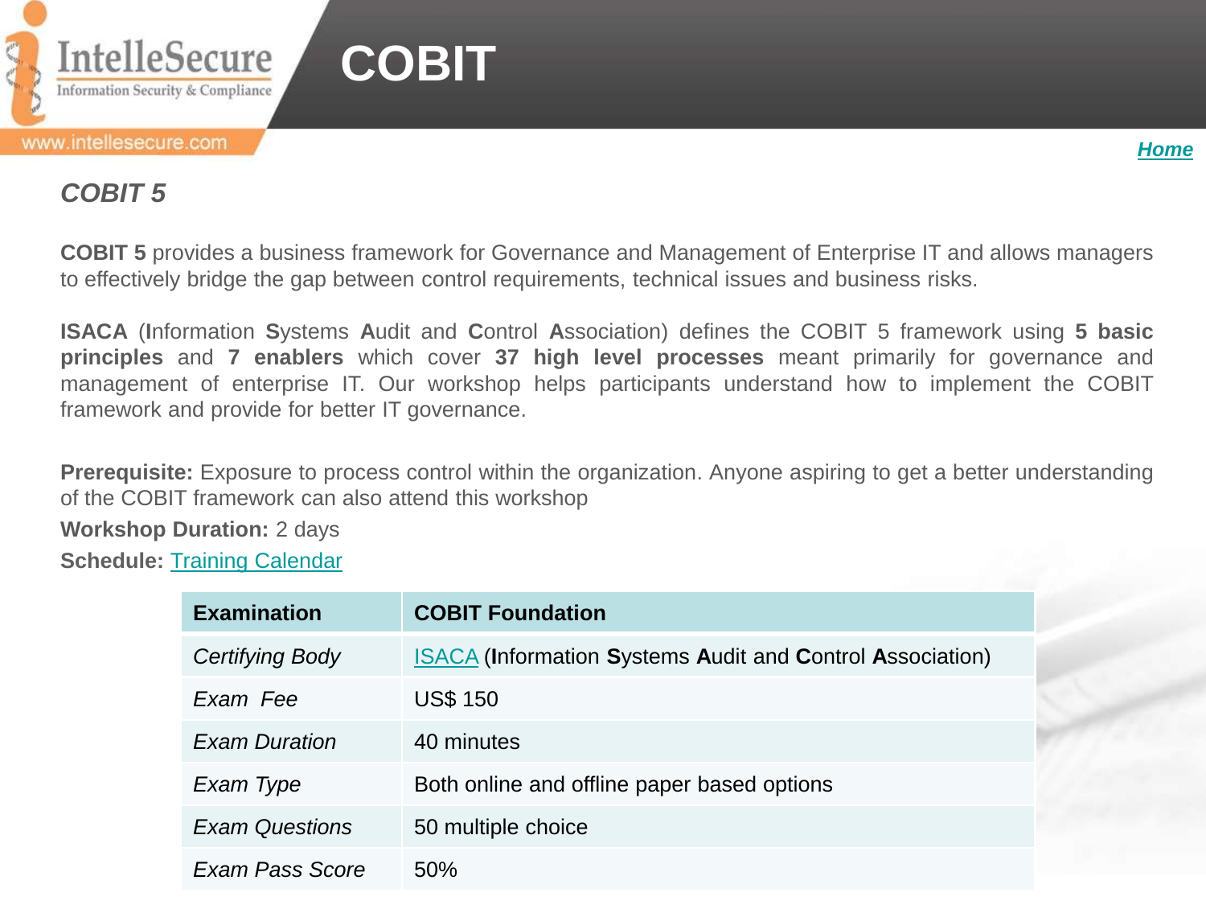# COBIT

*Home*

## *COBIT 5*

**COBIT 5** provides a business framework for Governance and Management of Enterprise IT and allows managers to effectively bridge the gap between control requirements, technical issues and business risks.

**ISACA** (**I**nformation **S**ystems **A**udit and **C**ontrol **A**ssociation) defines the COBIT 5 framework using **5 basic principles** and **7 enablers** which cover **37 high level processes** meant primarily for governance and management of enterprise IT. Our workshop helps participants understand how to implement the COBIT framework and provide for better IT governance.

**Prerequisite:** Exposure to process control within the organization. Anyone aspiring to get a better understanding of the COBIT framework can also attend this workshop

**Workshop Duration:** 2 days

**Schedule:** Training Calendar

| **Examination** | **COBIT Foundation** |
|---|---|
| *Certifying Body* | ISACA (**I**nformation **S**ystems **A**udit and **C**ontrol **A**ssociation) |
| *Exam Fee* | US$ 150 |
| *Exam Duration* | 40 minutes |
| *Exam Type* | Both online and offline paper based options |
| *Exam Questions* | 50 multiple choice |
| *Exam Pass Score* | 50% |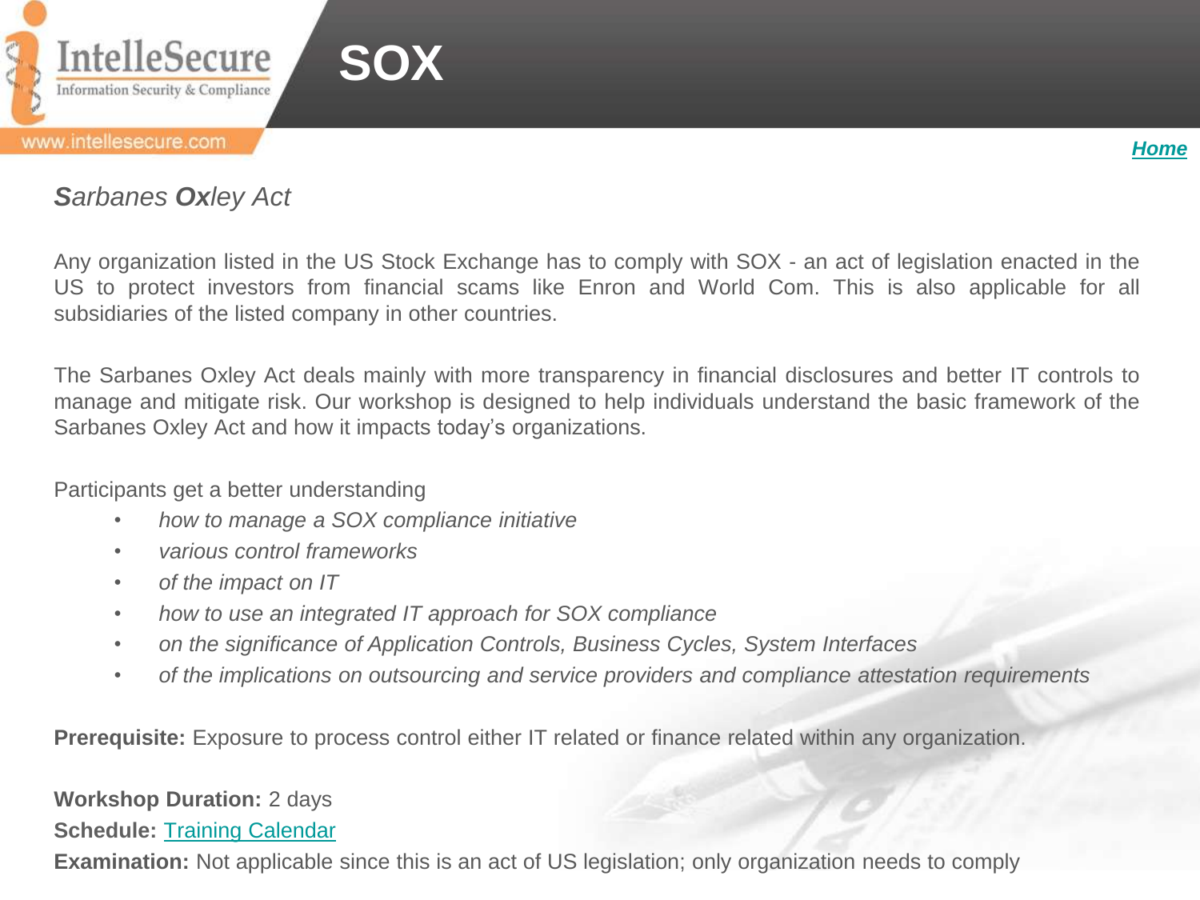# SOX

Home

***S**arbanes **Ox**ley Act*

Any organization listed in the US Stock Exchange has to comply with SOX - an act of legislation enacted in the US to protect investors from financial scams like Enron and World Com. This is also applicable for all subsidiaries of the listed company in other countries.

The Sarbanes Oxley Act deals mainly with more transparency in financial disclosures and better IT controls to manage and mitigate risk. Our workshop is designed to help individuals understand the basic framework of the Sarbanes Oxley Act and how it impacts today's organizations.

Participants get a better understanding

- *how to manage a SOX compliance initiative*
- *various control frameworks*
- *of the impact on IT*
- *how to use an integrated IT approach for SOX compliance*
- *on the significance of Application Controls, Business Cycles, System Interfaces*
- *of the implications on outsourcing and service providers and compliance attestation requirements*

**Prerequisite:** Exposure to process control either IT related or finance related within any organization.

**Workshop Duration:** 2 days

**Schedule:** Training Calendar

**Examination:** Not applicable since this is an act of US legislation; only organization needs to comply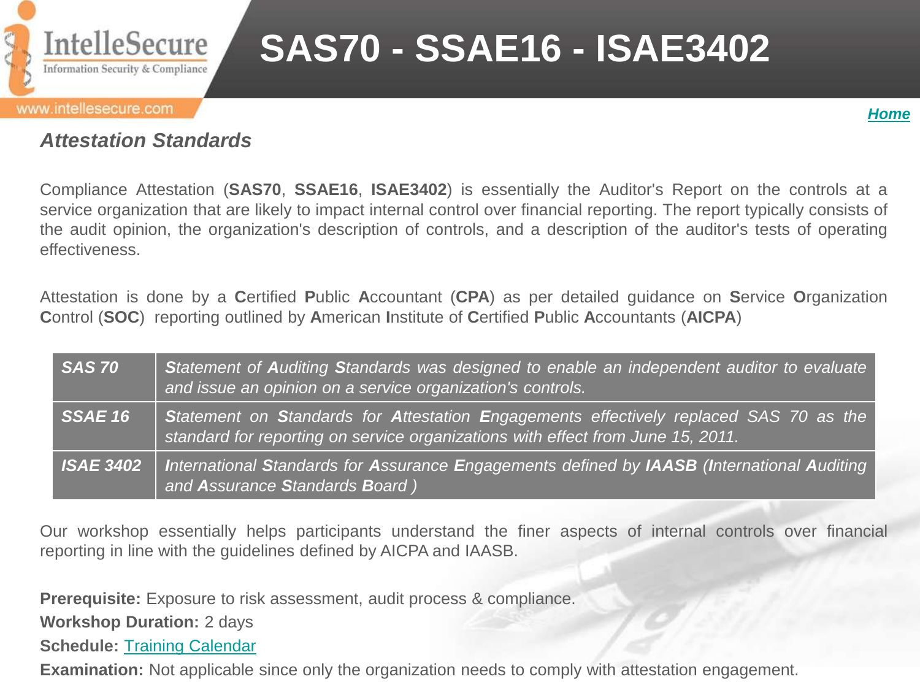# SAS70 - SSAE16 - ISAE3402

### *Attestation Standards*

Compliance Attestation (**SAS70**, **SSAE16**, **ISAE3402**) is essentially the Auditor's Report on the controls at a service organization that are likely to impact internal control over financial reporting. The report typically consists of the audit opinion, the organization's description of controls, and a description of the auditor's tests of operating effectiveness.

Attestation is done by a **C**ertified **P**ublic **A**ccountant (**CPA**) as per detailed guidance on **S**ervice **O**rganization **C**ontrol (**SOC**) reporting outlined by **A**merican **I**nstitute of **C**ertified **P**ublic **A**ccountants (**AICPA**)

| | |
|---|---|
| ***SAS 70*** | ***S**tatement of **A**uditing **S**tandards was designed to enable an independent auditor to evaluate and issue an opinion on a service organization's controls.* |
| ***SSAE 16*** | ***S**tatement on **S**tandards for **A**ttestation **E**ngagements effectively replaced SAS 70 as the standard for reporting on service organizations with effect from June 15, 2011.* |
| ***ISAE 3402*** | ***I**nternational **S**tandards for **A**ssurance **E**ngagements defined by **IAASB** (**I**nternational **A**uditing and **A**ssurance **S**tandards **B**oard )* |

Our workshop essentially helps participants understand the finer aspects of internal controls over financial reporting in line with the guidelines defined by AICPA and IAASB.

**Prerequisite:** Exposure to risk assessment, audit process & compliance.

**Workshop Duration:** 2 days

**Schedule:** Training Calendar

**Examination:** Not applicable since only the organization needs to comply with attestation engagement.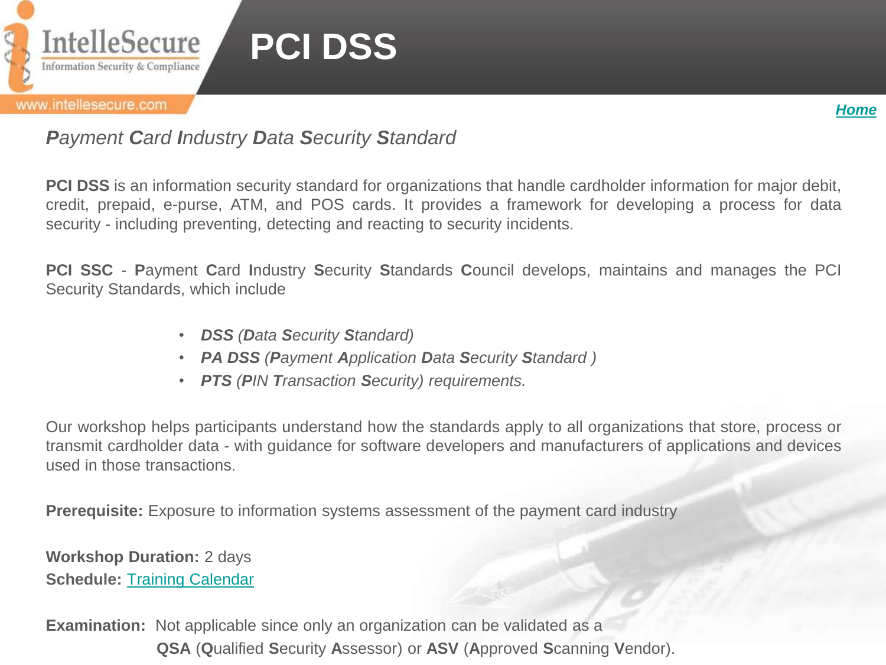# PCI DSS

[Home]

***P**ayment **C**ard **I**ndustry **D**ata **S**ecurity **S**tandard*

**PCI DSS** is an information security standard for organizations that handle cardholder information for major debit, credit, prepaid, e-purse, ATM, and POS cards. It provides a framework for developing a process for data security - including preventing, detecting and reacting to security incidents.

**PCI SSC** - **P**ayment **C**ard **I**ndustry **S**ecurity **S**tandards **C**ouncil develops, maintains and manages the PCI Security Standards, which include

- ***DSS** (**D**ata **S**ecurity **S**tandard)*
- ***PA DSS** (**P**ayment **A**pplication **D**ata **S**ecurity **S**tandard )*
- ***PTS** (**P**IN **T**ransaction **S**ecurity) requirements.*

Our workshop helps participants understand how the standards apply to all organizations that store, process or transmit cardholder data - with guidance for software developers and manufacturers of applications and devices used in those transactions.

**Prerequisite:** Exposure to information systems assessment of the payment card industry

**Workshop Duration:** 2 days
**Schedule:** Training Calendar

**Examination:** Not applicable since only an organization can be validated as a **QSA** (**Q**ualified **S**ecurity **A**ssessor) or **ASV** (**A**pproved **S**canning **V**endor).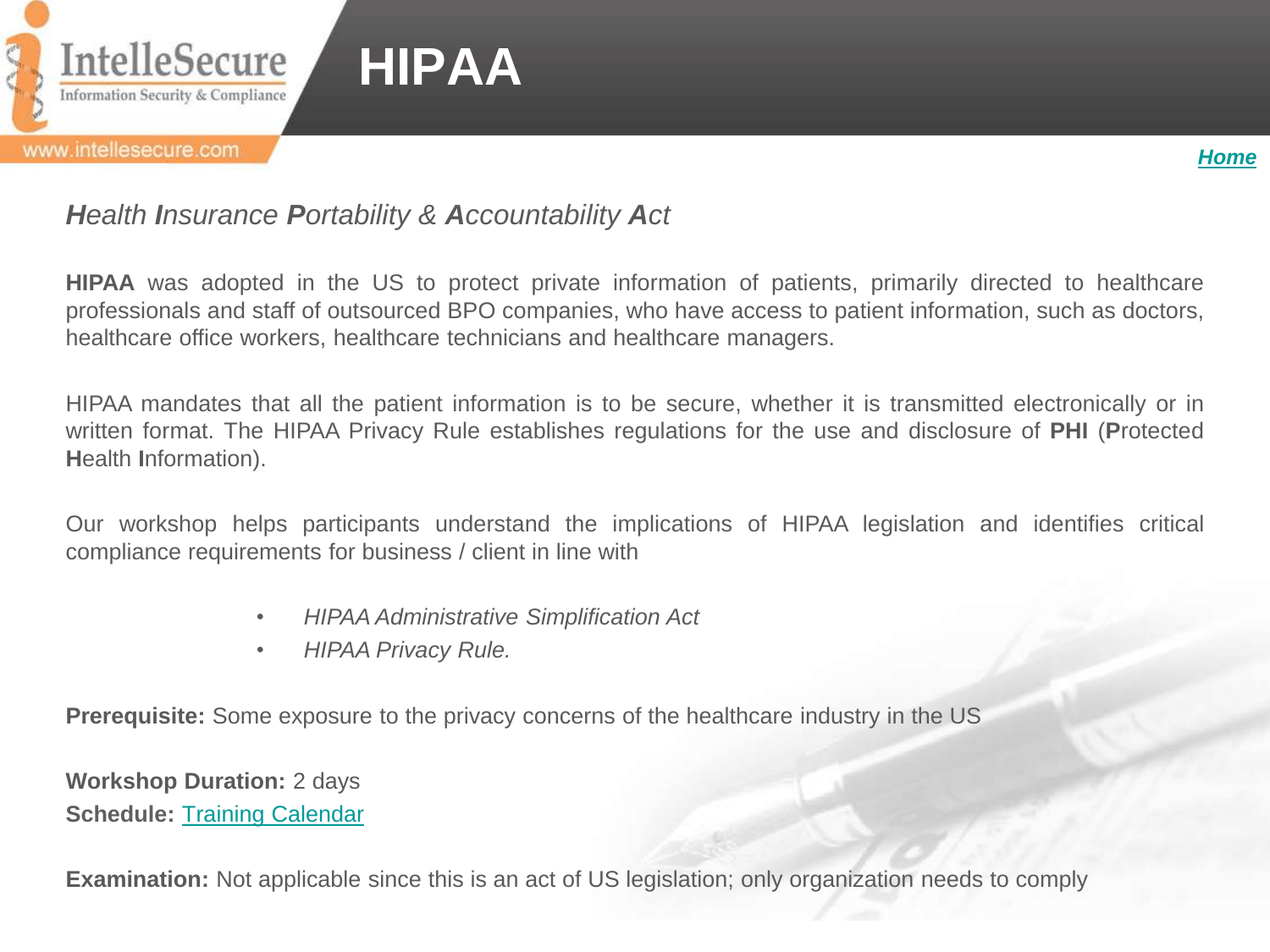# HIPAA

*Home*

***H**ealth **I**nsurance **P**ortability & **A**ccountability **A**ct*

**HIPAA** was adopted in the US to protect private information of patients, primarily directed to healthcare professionals and staff of outsourced BPO companies, who have access to patient information, such as doctors, healthcare office workers, healthcare technicians and healthcare managers.

HIPAA mandates that all the patient information is to be secure, whether it is transmitted electronically or in written format. The HIPAA Privacy Rule establishes regulations for the use and disclosure of **PHI** (**P**rotected **H**ealth **I**nformation).

Our workshop helps participants understand the implications of HIPAA legislation and identifies critical compliance requirements for business / client in line with

- *HIPAA Administrative Simplification Act*
- *HIPAA Privacy Rule.*

**Prerequisite:** Some exposure to the privacy concerns of the healthcare industry in the US

**Workshop Duration:** 2 days
**Schedule:** Training Calendar

**Examination:** Not applicable since this is an act of US legislation; only organization needs to comply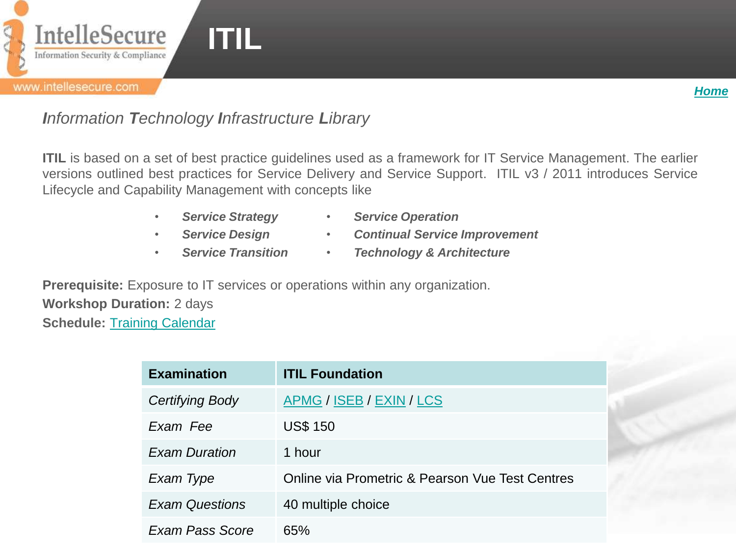# ITIL

Home

*Information Technology Infrastructure Library*

**ITIL** is based on a set of best practice guidelines used as a framework for IT Service Management. The earlier versions outlined best practices for Service Delivery and Service Support. ITIL v3 / 2011 introduces Service Lifecycle and Capability Management with concepts like

- ***Service Strategy***
- ***Service Design***
- ***Service Transition***
- ***Service Operation***
- ***Continual Service Improvement***
- ***Technology & Architecture***

**Prerequisite:** Exposure to IT services or operations within any organization.

**Workshop Duration:** 2 days

**Schedule:** Training Calendar

| Examination | ITIL Foundation |
|---|---|
| *Certifying Body* | APMG / ISEB / EXIN / LCS |
| *Exam Fee* | US$ 150 |
| *Exam Duration* | 1 hour |
| *Exam Type* | Online via Prometric & Pearson Vue Test Centres |
| *Exam Questions* | 40 multiple choice |
| *Exam Pass Score* | 65% |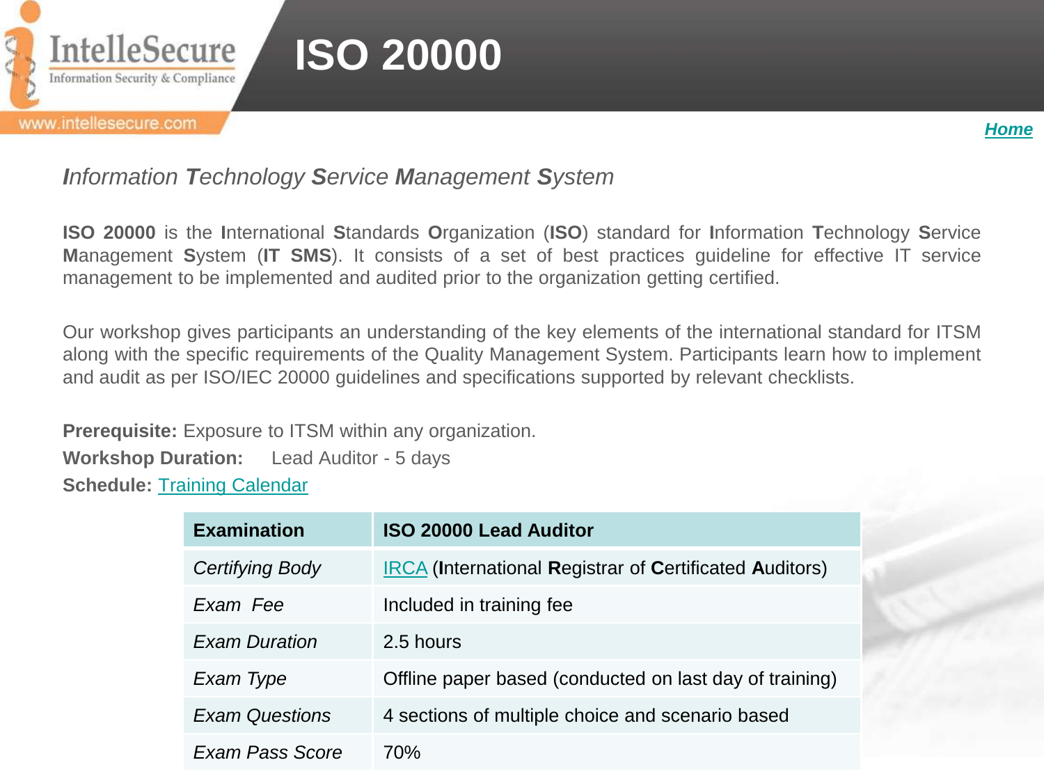# ISO 20000

*Home*

*Information Technology Service Management System*

**ISO 20000** is the **I**nternational **S**tandards **O**rganization (**ISO**) standard for **I**nformation **T**echnology **S**ervice **M**anagement **S**ystem (**IT SMS**). It consists of a set of best practices guideline for effective IT service management to be implemented and audited prior to the organization getting certified.

Our workshop gives participants an understanding of the key elements of the international standard for ITSM along with the specific requirements of the Quality Management System. Participants learn how to implement and audit as per ISO/IEC 20000 guidelines and specifications supported by relevant checklists.

**Prerequisite:** Exposure to ITSM within any organization.

**Workshop Duration:** Lead Auditor - 5 days

**Schedule:** Training Calendar

| Examination | ISO 20000 Lead Auditor |
|---|---|
| *Certifying Body* | IRCA (**I**nternational **R**egistrar of **C**ertificated **A**uditors) |
| *Exam Fee* | Included in training fee |
| *Exam Duration* | 2.5 hours |
| *Exam Type* | Offline paper based (conducted on last day of training) |
| *Exam Questions* | 4 sections of multiple choice and scenario based |
| *Exam Pass Score* | 70% |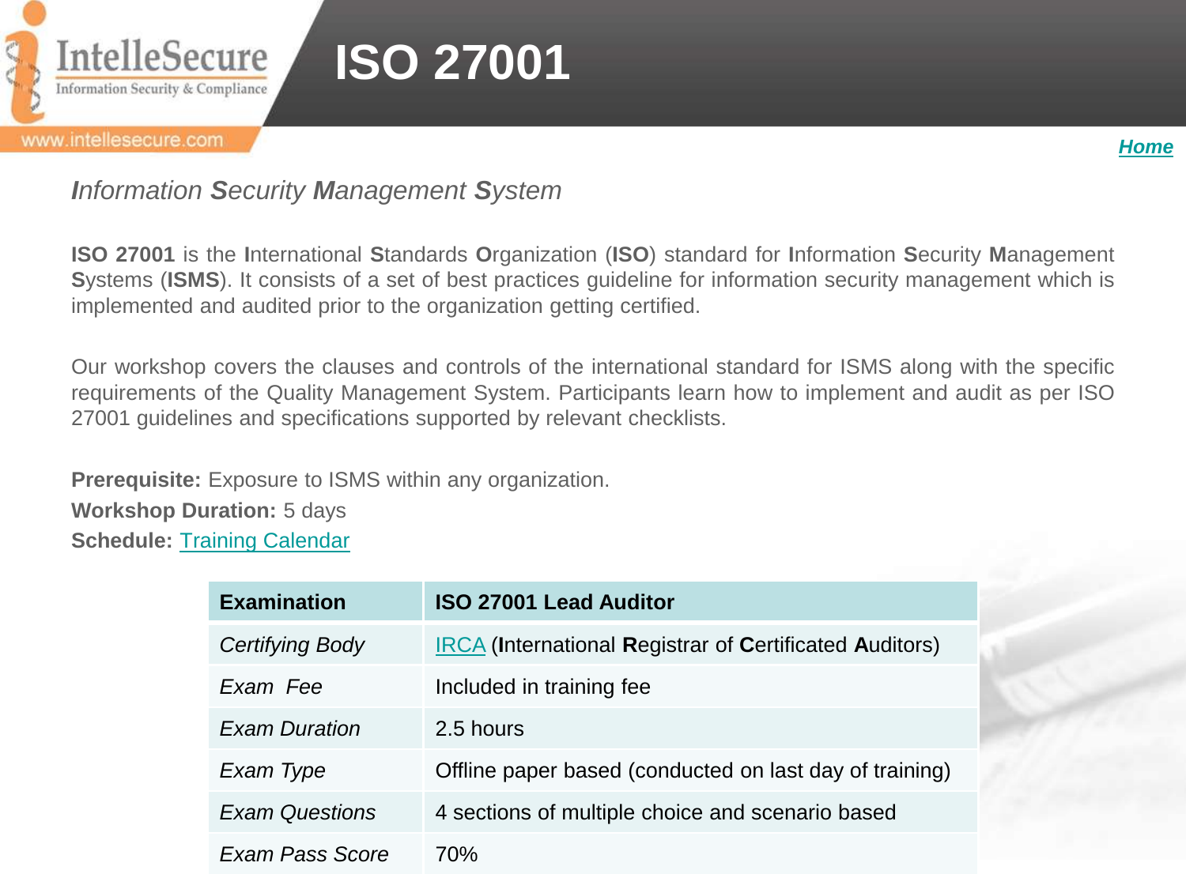# ISO 27001

Home

*Information Security Management System*

**ISO 27001** is the **I**nternational **S**tandards **O**rganization (**ISO**) standard for **I**nformation **S**ecurity **M**anagement **S**ystems (**ISMS**). It consists of a set of best practices guideline for information security management which is implemented and audited prior to the organization getting certified.

Our workshop covers the clauses and controls of the international standard for ISMS along with the specific requirements of the Quality Management System. Participants learn how to implement and audit as per ISO 27001 guidelines and specifications supported by relevant checklists.

**Prerequisite:** Exposure to ISMS within any organization.
**Workshop Duration:** 5 days
**Schedule:** Training Calendar

| **Examination** | **ISO 27001 Lead Auditor** |
|---|---|
| *Certifying Body* | IRCA (**I**nternational **R**egistrar of **C**ertificated **A**uditors) |
| *Exam Fee* | Included in training fee |
| *Exam Duration* | 2.5 hours |
| *Exam Type* | Offline paper based (conducted on last day of training) |
| *Exam Questions* | 4 sections of multiple choice and scenario based |
| *Exam Pass Score* | 70% |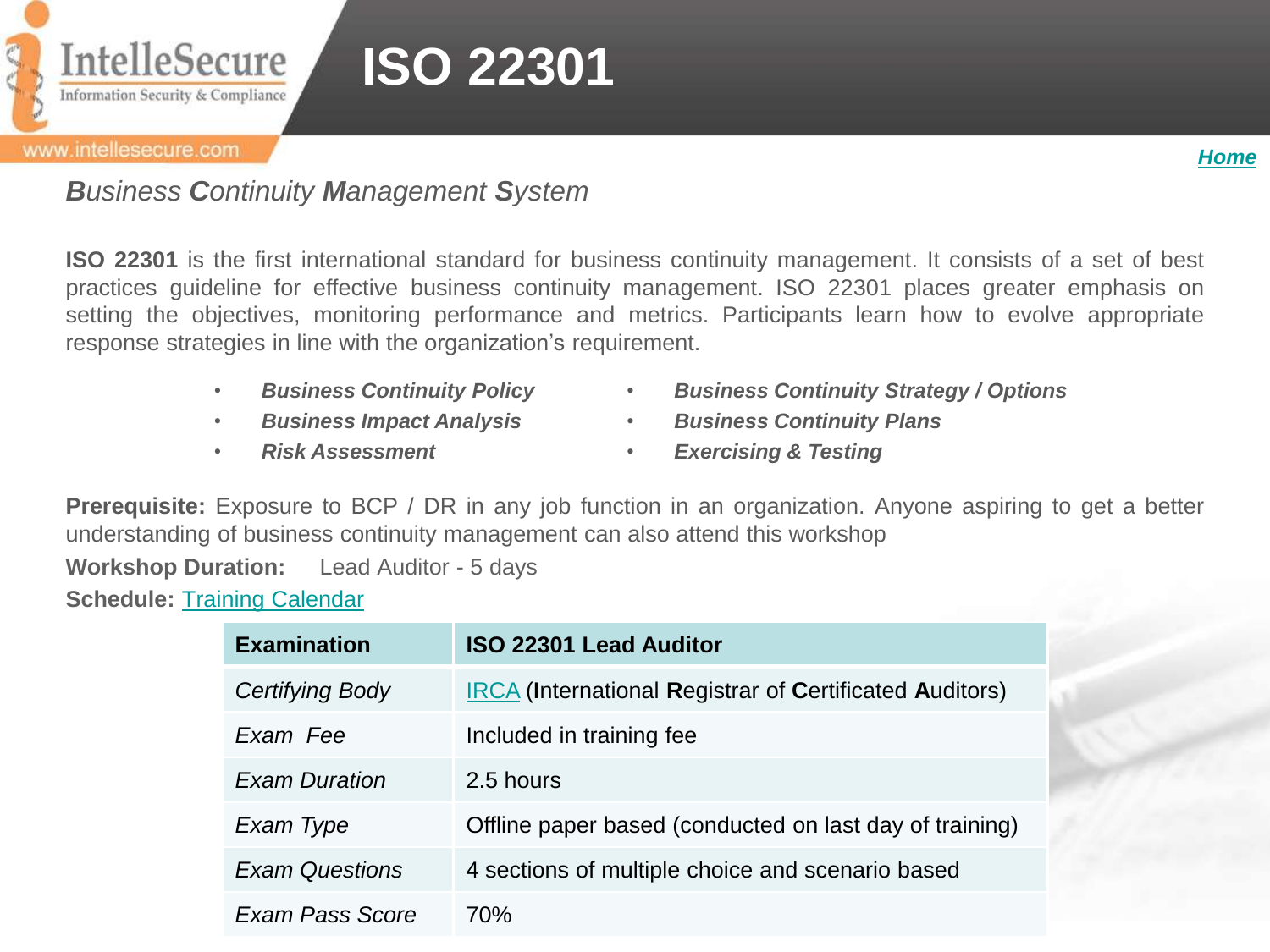# ISO 22301

[Home]

*Business Continuity Management System*

**ISO 22301** is the first international standard for business continuity management. It consists of a set of best practices guideline for effective business continuity management. ISO 22301 places greater emphasis on setting the objectives, monitoring performance and metrics. Participants learn how to evolve appropriate response strategies in line with the organization's requirement.

- ***Business Continuity Policy***
- ***Business Impact Analysis***
- ***Risk Assessment***
- ***Business Continuity Strategy / Options***
- ***Business Continuity Plans***
- ***Exercising & Testing***

**Prerequisite:** Exposure to BCP / DR in any job function in an organization. Anyone aspiring to get a better understanding of business continuity management can also attend this workshop

**Workshop Duration:** Lead Auditor - 5 days

**Schedule:** Training Calendar

| Examination | ISO 22301 Lead Auditor |
|---|---|
| *Certifying Body* | IRCA (**I**nternational **R**egistrar of **C**ertificated **A**uditors) |
| *Exam Fee* | Included in training fee |
| *Exam Duration* | 2.5 hours |
| *Exam Type* | Offline paper based (conducted on last day of training) |
| *Exam Questions* | 4 sections of multiple choice and scenario based |
| *Exam Pass Score* | 70% |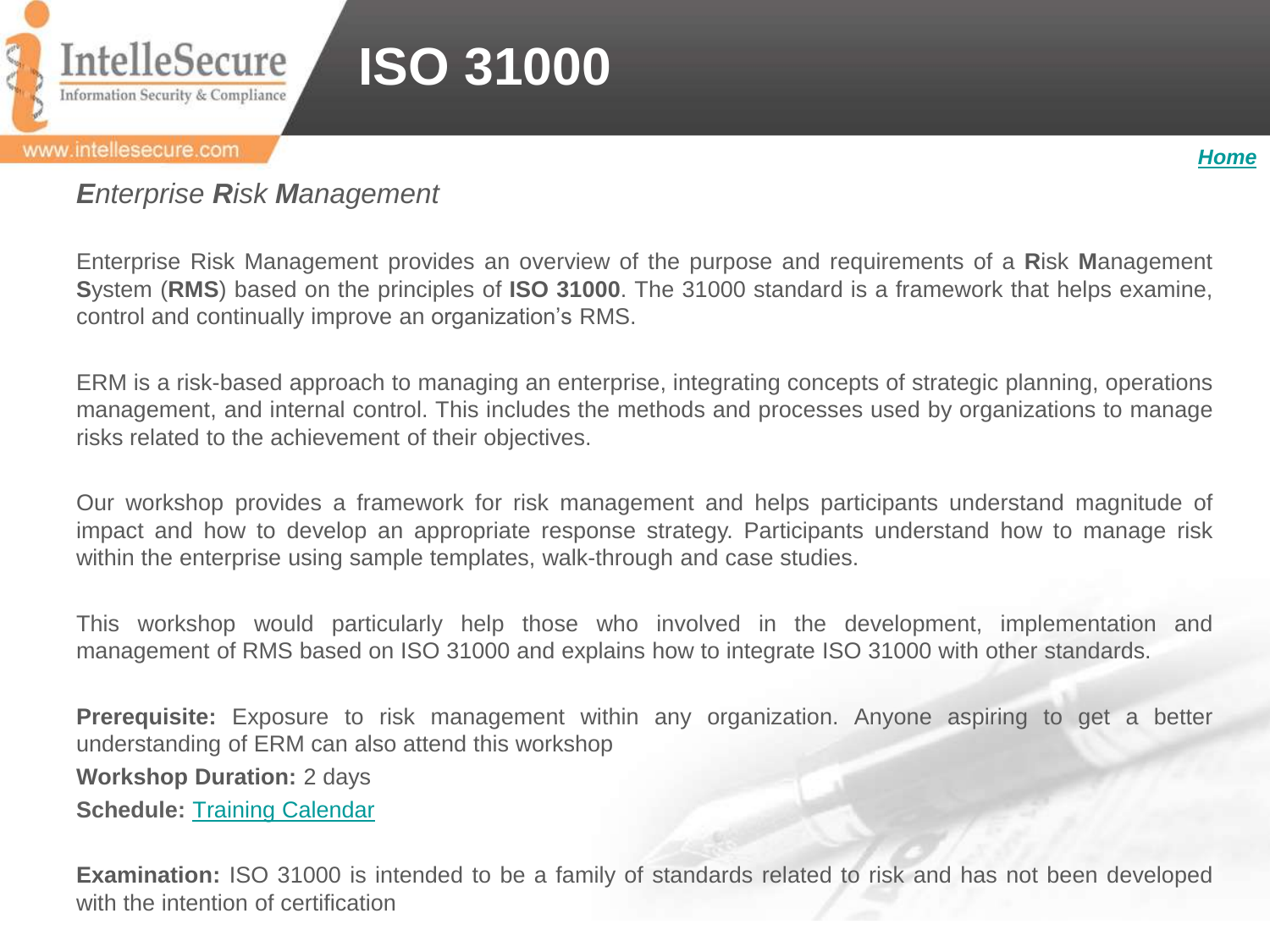# ISO 31000

[Home]

## *Enterprise Risk Management*

Enterprise Risk Management provides an overview of the purpose and requirements of a **R**isk **M**anagement **S**ystem (**RMS**) based on the principles of **ISO 31000**. The 31000 standard is a framework that helps examine, control and continually improve an organization's RMS.

ERM is a risk-based approach to managing an enterprise, integrating concepts of strategic planning, operations management, and internal control. This includes the methods and processes used by organizations to manage risks related to the achievement of their objectives.

Our workshop provides a framework for risk management and helps participants understand magnitude of impact and how to develop an appropriate response strategy. Participants understand how to manage risk within the enterprise using sample templates, walk-through and case studies.

This workshop would particularly help those who involved in the development, implementation and management of RMS based on ISO 31000 and explains how to integrate ISO 31000 with other standards.

**Prerequisite:** Exposure to risk management within any organization. Anyone aspiring to get a better understanding of ERM can also attend this workshop

**Workshop Duration:** 2 days

**Schedule:** Training Calendar

**Examination:** ISO 31000 is intended to be a family of standards related to risk and has not been developed with the intention of certification